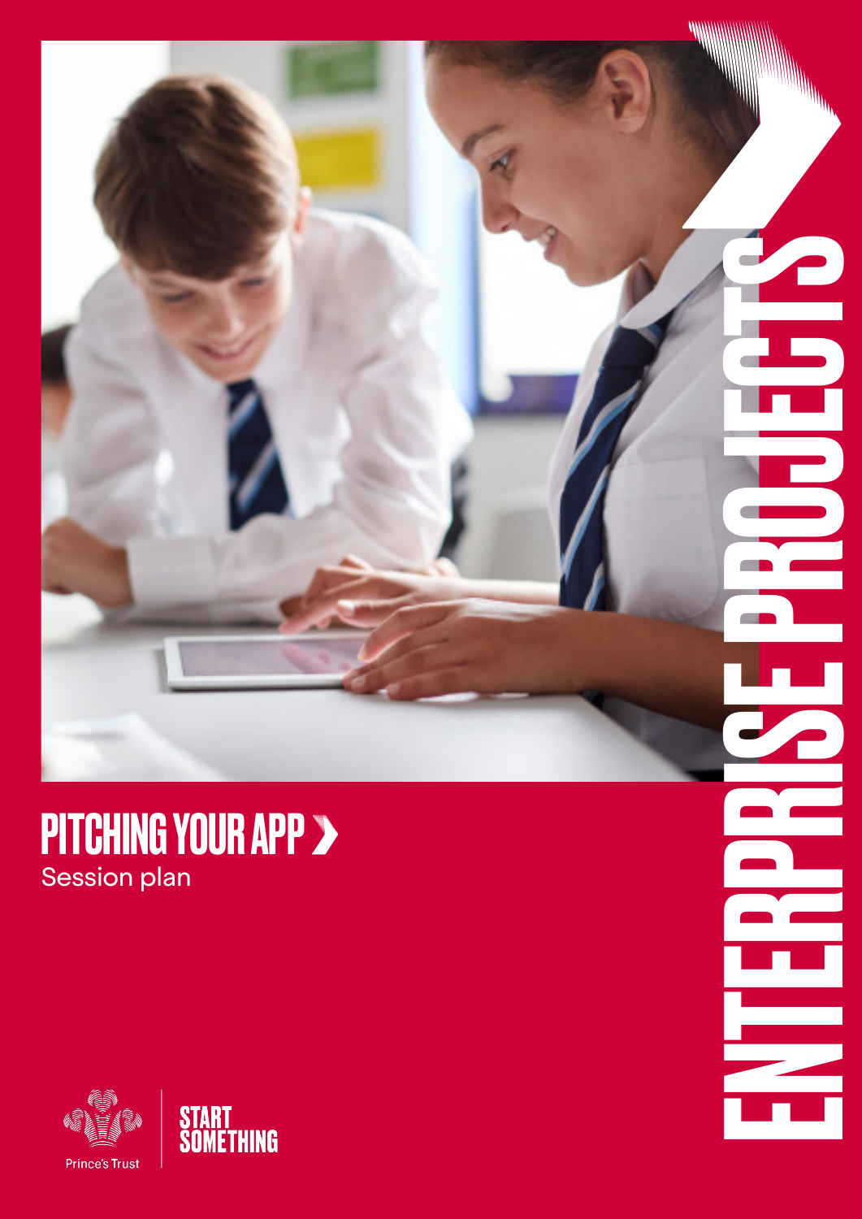# PITCHING YOUR APP

Session plan

ENTERPRISE PROJECTS

Prince's Trust

START SOMETHING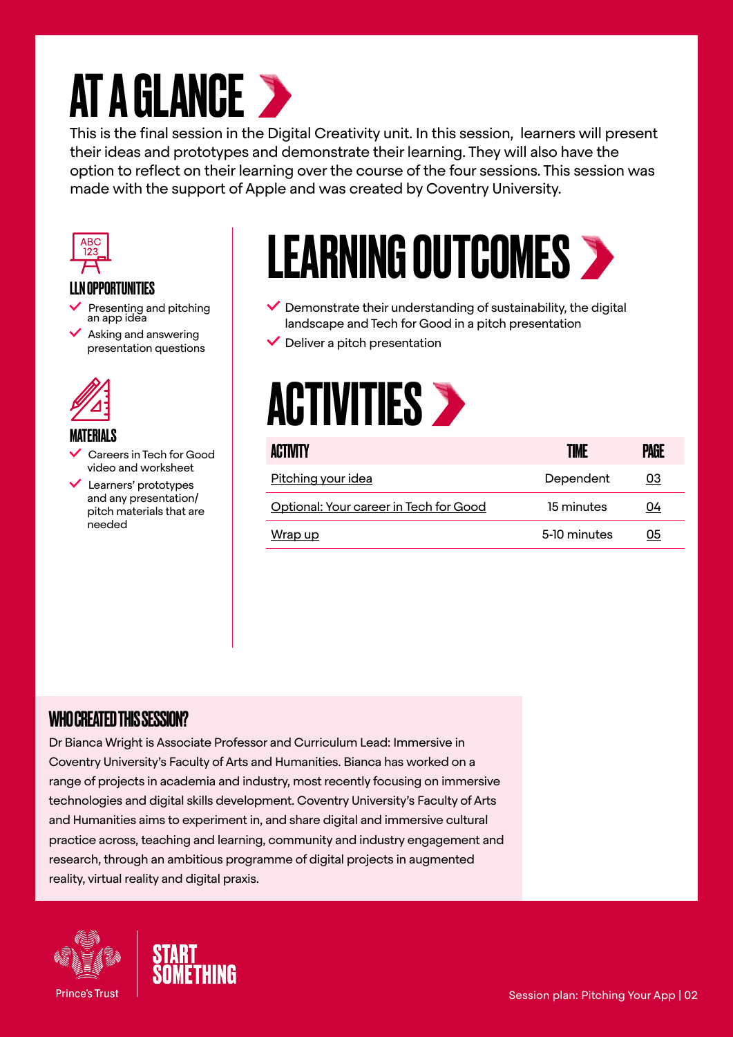# AT A GLANCE

This is the final session in the Digital Creativity unit. In this session, learners will present their ideas and prototypes and demonstrate their learning. They will also have the option to reflect on their learning over the course of the four sessions. This session was made with the support of Apple and was created by Coventry University.

### LLN OPPORTUNITIES

- Presenting and pitching an app idea
- Asking and answering presentation questions

### MATERIALS

- Careers in Tech for Good video and worksheet
- Learners' prototypes and any presentation/ pitch materials that are needed

# LEARNING OUTCOMES

- Demonstrate their understanding of sustainability, the digital landscape and Tech for Good in a pitch presentation
- Deliver a pitch presentation

# ACTIVITIES

| ACTIVITY | TIME | PAGE |
|---|---|---|
| Pitching your idea | Dependent | 03 |
| Optional: Your career in Tech for Good | 15 minutes | 04 |
| Wrap up | 5-10 minutes | 05 |

### WHO CREATED THIS SESSION?

Dr Bianca Wright is Associate Professor and Curriculum Lead: Immersive in Coventry University's Faculty of Arts and Humanities. Bianca has worked on a range of projects in academia and industry, most recently focusing on immersive technologies and digital skills development. Coventry University's Faculty of Arts and Humanities aims to experiment in, and share digital and immersive cultural practice across, teaching and learning, community and industry engagement and research, through an ambitious programme of digital projects in augmented reality, virtual reality and digital praxis.

Prince's Trust

START SOMETHING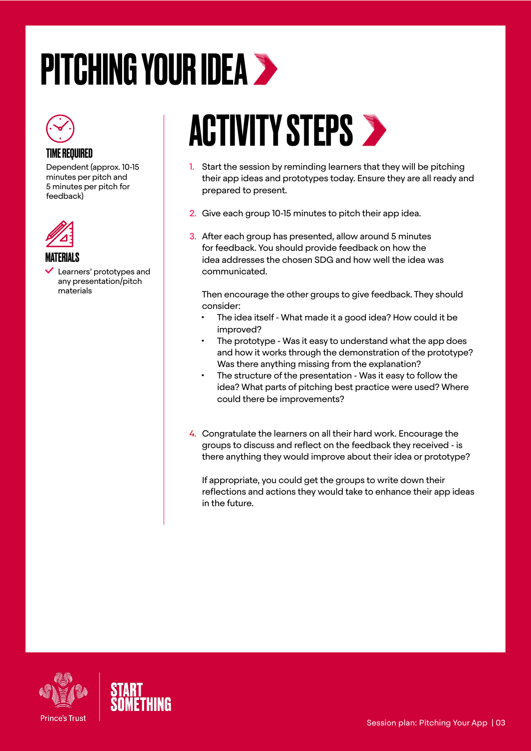# PITCHING YOUR IDEA

### TIME REQUIRED

Dependent (approx. 10-15 minutes per pitch and 5 minutes per pitch for feedback)

### MATERIALS

- Learners' prototypes and any presentation/pitch materials

## ACTIVITY STEPS

1. Start the session by reminding learners that they will be pitching their app ideas and prototypes today. Ensure they are all ready and prepared to present.

2. Give each group 10-15 minutes to pitch their app idea.

3. After each group has presented, allow around 5 minutes for feedback. You should provide feedback on how the idea addresses the chosen SDG and how well the idea was communicated.

   Then encourage the other groups to give feedback. They should consider:
   - The idea itself - What made it a good idea? How could it be improved?
   - The prototype - Was it easy to understand what the app does and how it works through the demonstration of the prototype? Was there anything missing from the explanation?
   - The structure of the presentation - Was it easy to follow the idea? What parts of pitching best practice were used? Where could there be improvements?

4. Congratulate the learners on all their hard work. Encourage the groups to discuss and reflect on the feedback they received - is there anything they would improve about their idea or prototype?

   If appropriate, you could get the groups to write down their reflections and actions they would take to enhance their app ideas in the future.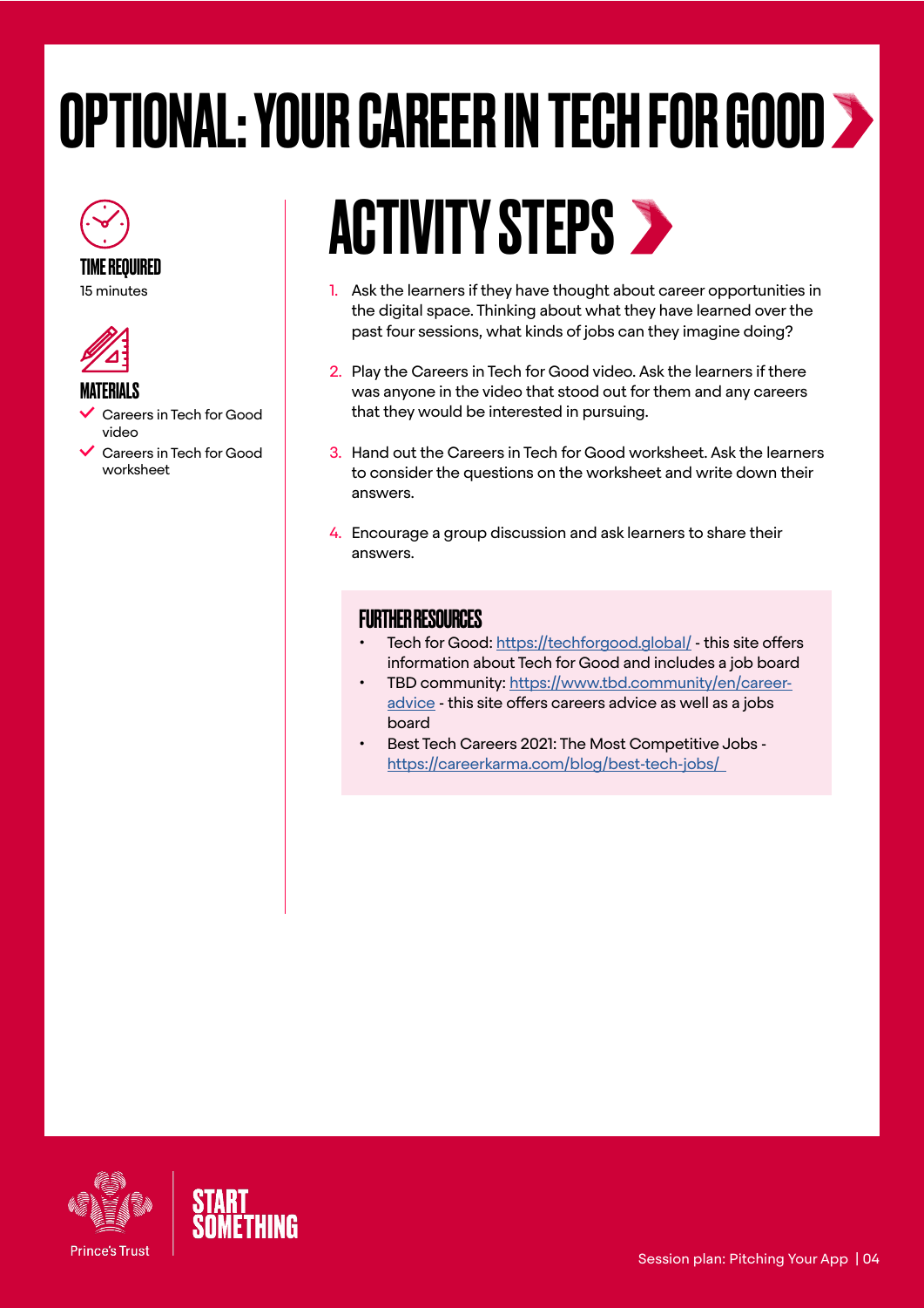# OPTIONAL: YOUR CAREER IN TECH FOR GOOD

**TIME REQUIRED**

15 minutes

**MATERIALS**

- Careers in Tech for Good video
- Careers in Tech for Good worksheet

## ACTIVITY STEPS

1. Ask the learners if they have thought about career opportunities in the digital space. Thinking about what they have learned over the past four sessions, what kinds of jobs can they imagine doing?
2. Play the Careers in Tech for Good video. Ask the learners if there was anyone in the video that stood out for them and any careers that they would be interested in pursuing.
3. Hand out the Careers in Tech for Good worksheet. Ask the learners to consider the questions on the worksheet and write down their answers.
4. Encourage a group discussion and ask learners to share their answers.

### FURTHER RESOURCES

- Tech for Good: https://techforgood.global/ - this site offers information about Tech for Good and includes a job board
- TBD community: https://www.tbd.community/en/career-advice - this site offers careers advice as well as a jobs board
- Best Tech Careers 2021: The Most Competitive Jobs - https://careerkarma.com/blog/best-tech-jobs/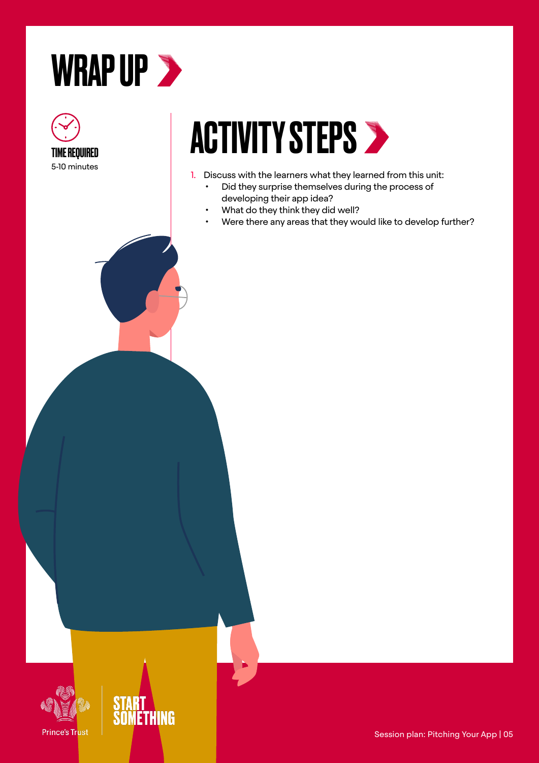# WRAP UP

**TIME REQUIRED**
5-10 minutes

## ACTIVITY STEPS

1. Discuss with the learners what they learned from this unit:
   - Did they surprise themselves during the process of developing their app idea?
   - What do they think they did well?
   - Were there any areas that they would like to develop further?